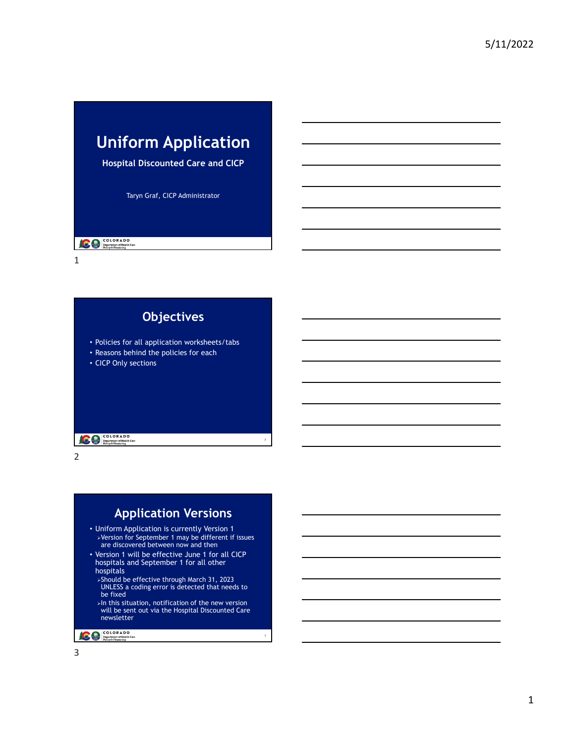# Uniform Application

## Hospital Discounted Care and CICP

Taryn Graf, CICP Administrator

## Objectives

- Policies for all application worksheets/tabs
- Reasons behind the policies for each
- CICP Only sections

## Application Versions

- Uniform Application is currently Version 1
  - Version for September 1 may be different if issues are discovered between now and then
- Version 1 will be effective June 1 for all CICP hospitals and September 1 for all other hospitals
  - Should be effective through March 31, 2023 UNLESS a coding error is detected that needs to be fixed
  - In this situation, notification of the new version will be sent out via the Hospital Discounted Care newsletter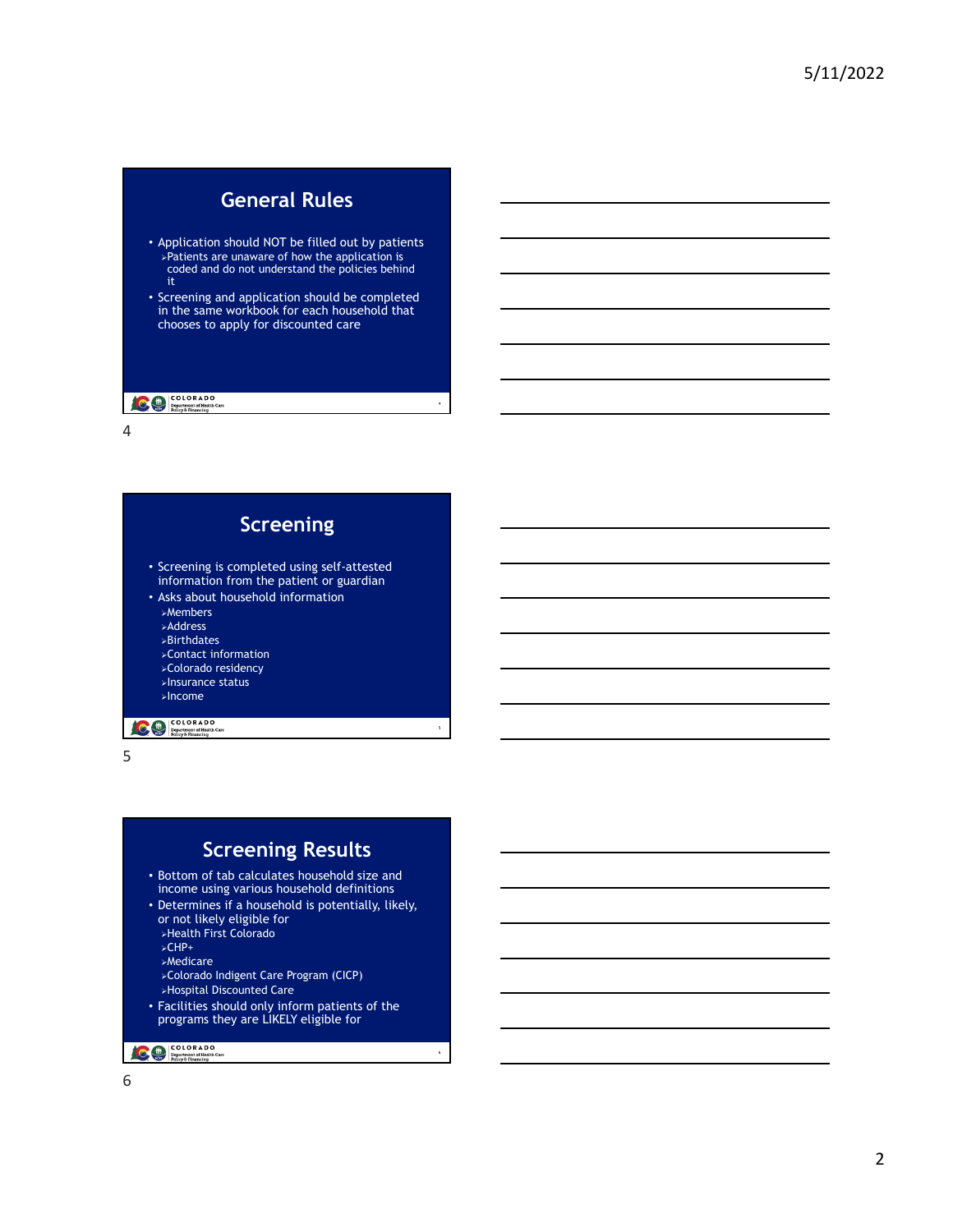## General Rules

- Application should NOT be filled out by patients
  - Patients are unaware of how the application is coded and do not understand the policies behind it
- Screening and application should be completed in the same workbook for each household that chooses to apply for discounted care

## Screening

- Screening is completed using self-attested information from the patient or guardian
- Asks about household information
  - Members
  - Address
  - Birthdates
  - Contact information
  - Colorado residency
  - Insurance status
  - Income

## Screening Results

- Bottom of tab calculates household size and income using various household definitions
- Determines if a household is potentially, likely, or not likely eligible for
  - Health First Colorado
  - CHP+
  - Medicare
  - Colorado Indigent Care Program (CICP)
  - Hospital Discounted Care
- Facilities should only inform patients of the programs they are LIKELY eligible for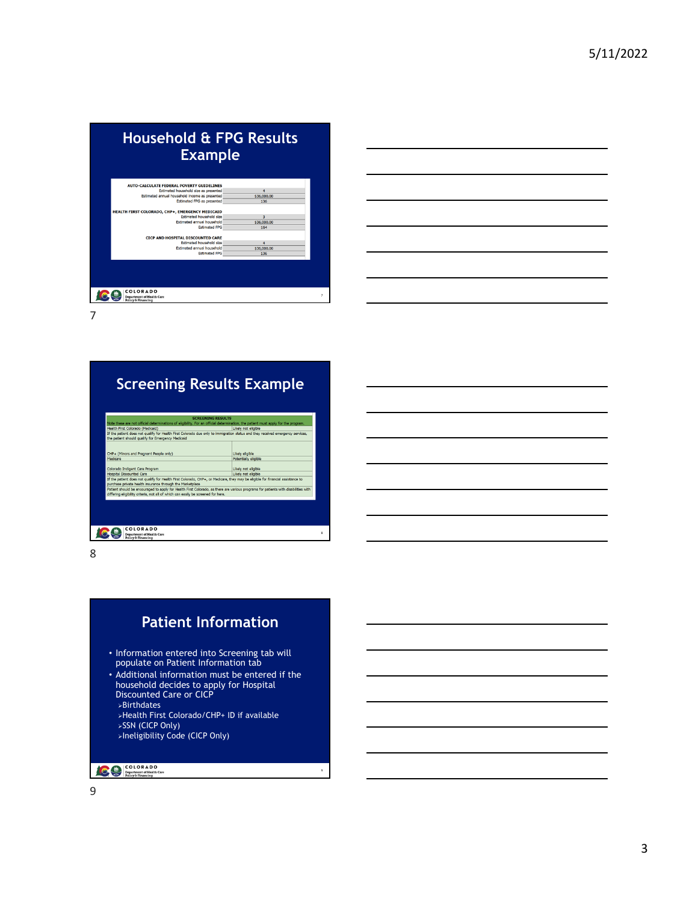## Household & FPG Results Example

| AUTO-CALCULATE FEDERAL POVERTY GUIDELINES | |
|---|---|
| Estimated household size as presented | 4 |
| Estimated annual household income as presented | $36,000.00 |
| Estimated FPG as presented | 136 |
| **HEALTH FIRST COLORADO, CHP+, EMERGENCY MEDICAID** | |
| Estimated household size | 3 |
| Estimated annual household | $36,000.00 |
| Estimated FPG | 164 |
| **CICP AND HOSPITAL DISCOUNTED CARE** | |
| Estimated household size | 4 |
| Estimated annual household | $36,000.00 |
| Estimated FPG | 136 |

## Screening Results Example

| SCREENING RESULTS | |
|---|---|
| Note these are not official determinations of eligibility. For an official determination, the patient must apply for the program. | |
| Health First Colorado (Medicaid) | Likely not eligible |
| If the patient does not qualify for Health First Colorado due only to immigration status and they received emergency services, the patient should qualify for Emergency Medicaid | |
| CHP+ (Minors and Pregnant People only) | Likely eligible |
| Medicare | Potentially eligible |
| Colorado Indigent Care Program | Likely not eligible |
| Hospital Discounted Care | Likely not eligible |
| If the patient does not qualify for Health First Colorado, CHP+, or Medicare, they may be eligible for financial assistance to purchase private health insurance through the Marketplace | |
| Patient should be encouraged to apply for Health First Colorado, as there are various programs for patients with disabilities with differing eligibility criteria, not all of which can easily be screened for here. | |

## Patient Information

- Information entered into Screening tab will populate on Patient Information tab
- Additional information must be entered if the household decides to apply for Hospital Discounted Care or CICP
  - Birthdates
  - Health First Colorado/CHP+ ID if available
  - SSN (CICP Only)
  - Ineligibility Code (CICP Only)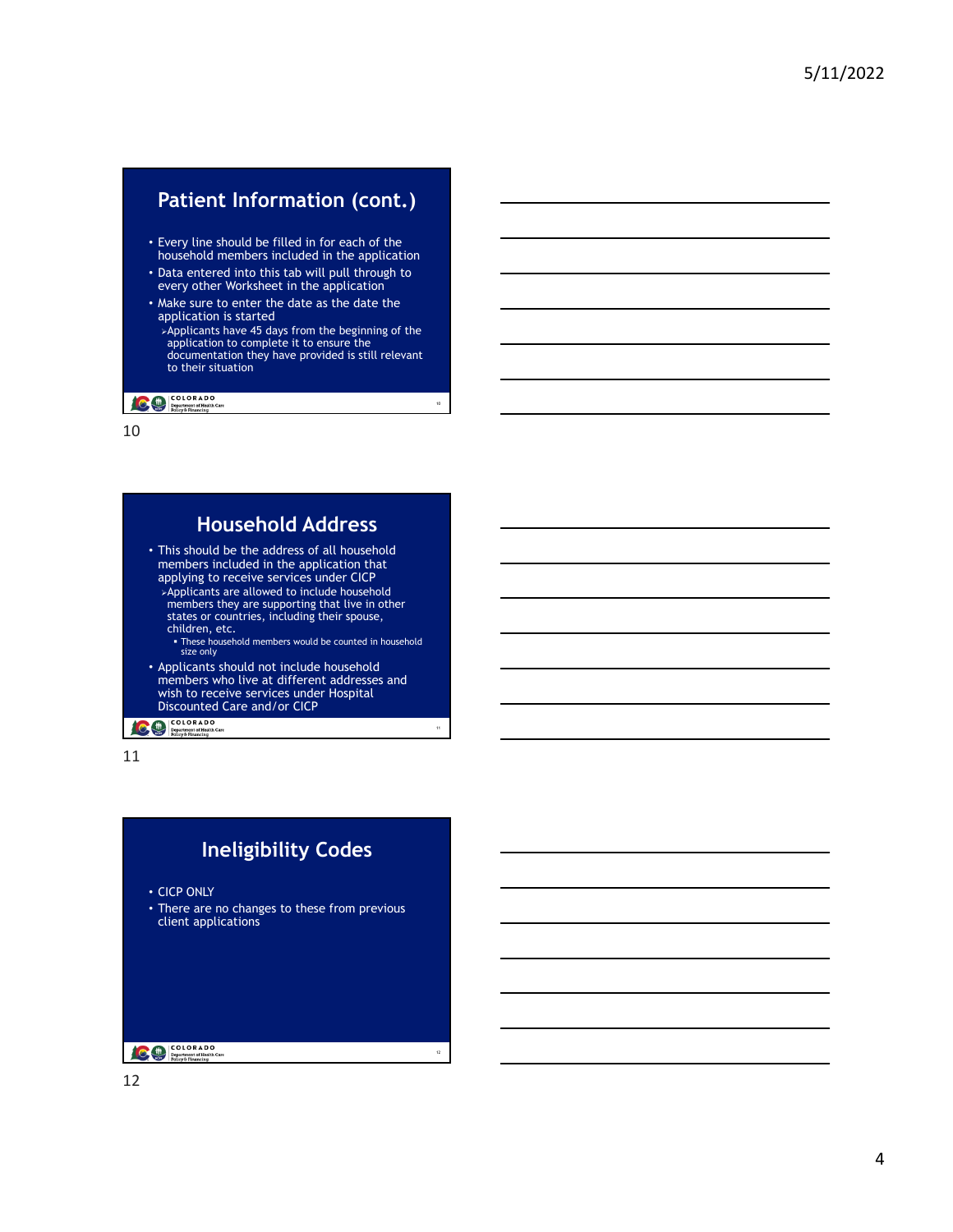## Patient Information (cont.)

- Every line should be filled in for each of the household members included in the application
- Data entered into this tab will pull through to every other Worksheet in the application
- Make sure to enter the date as the date the application is started
  - Applicants have 45 days from the beginning of the application to complete it to ensure the documentation they have provided is still relevant to their situation

10

## Household Address

- This should be the address of all household members included in the application that applying to receive services under CICP
  - Applicants are allowed to include household members they are supporting that live in other states or countries, including their spouse, children, etc.
    - These household members would be counted in household size only
- Applicants should not include household members who live at different addresses and wish to receive services under Hospital Discounted Care and/or CICP

11

## Ineligibility Codes

- CICP ONLY
- There are no changes to these from previous client applications

12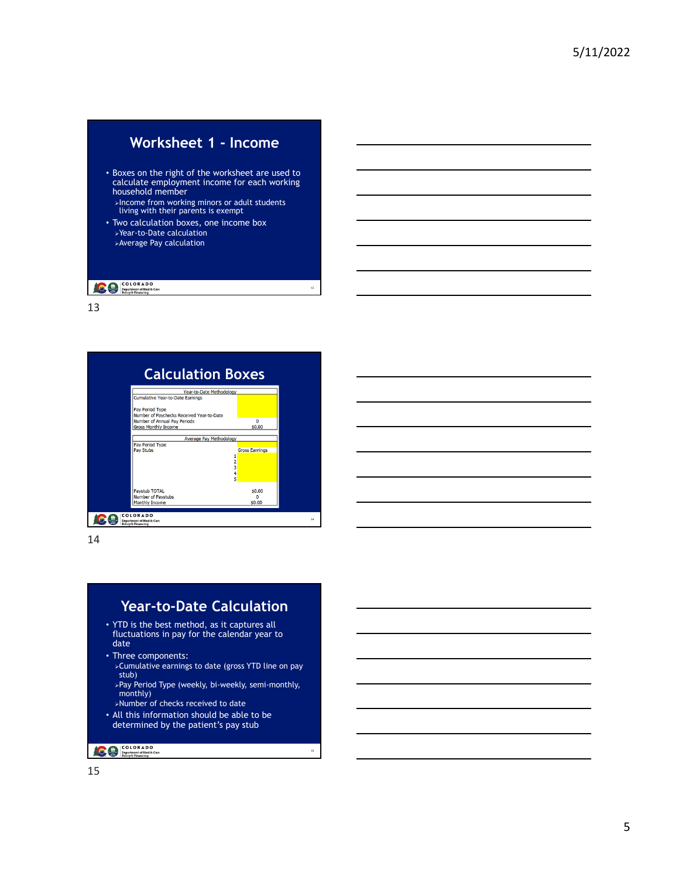## Worksheet 1 - Income

- Boxes on the right of the worksheet are used to calculate employment income for each working household member
  - Income from working minors or adult students living with their parents is exempt
- Two calculation boxes, one income box
  - Year-to-Date calculation
  - Average Pay calculation

13

## Calculation Boxes

| Year-to-Date Methodology | |
|---|---|
| Cumulative Year-to-Date Earnings | |
| Pay Period Type | |
| Number of Paychecks Received Year-to-Date | |
| Number of Annual Pay Periods | 0 |
| Gross Monthly Income | $0.00 |

| Average Pay Methodology | | |
|---|---|---|
| Pay Period Type | | |
| Pay Stubs | | Gross Earnings |
| | 1 | |
| | 2 | |
| | 3 | |
| | 4 | |
| | 5 | |
| Paystub TOTAL | | $0.00 |
| Number of Paystubs | | 0 |
| Monthly Income | | $0.00 |

14

## Year-to-Date Calculation

- YTD is the best method, as it captures all fluctuations in pay for the calendar year to date
- Three components:
  - Cumulative earnings to date (gross YTD line on pay stub)
  - Pay Period Type (weekly, bi-weekly, semi-monthly, monthly)
  - Number of checks received to date
- All this information should be able to be determined by the patient's pay stub

15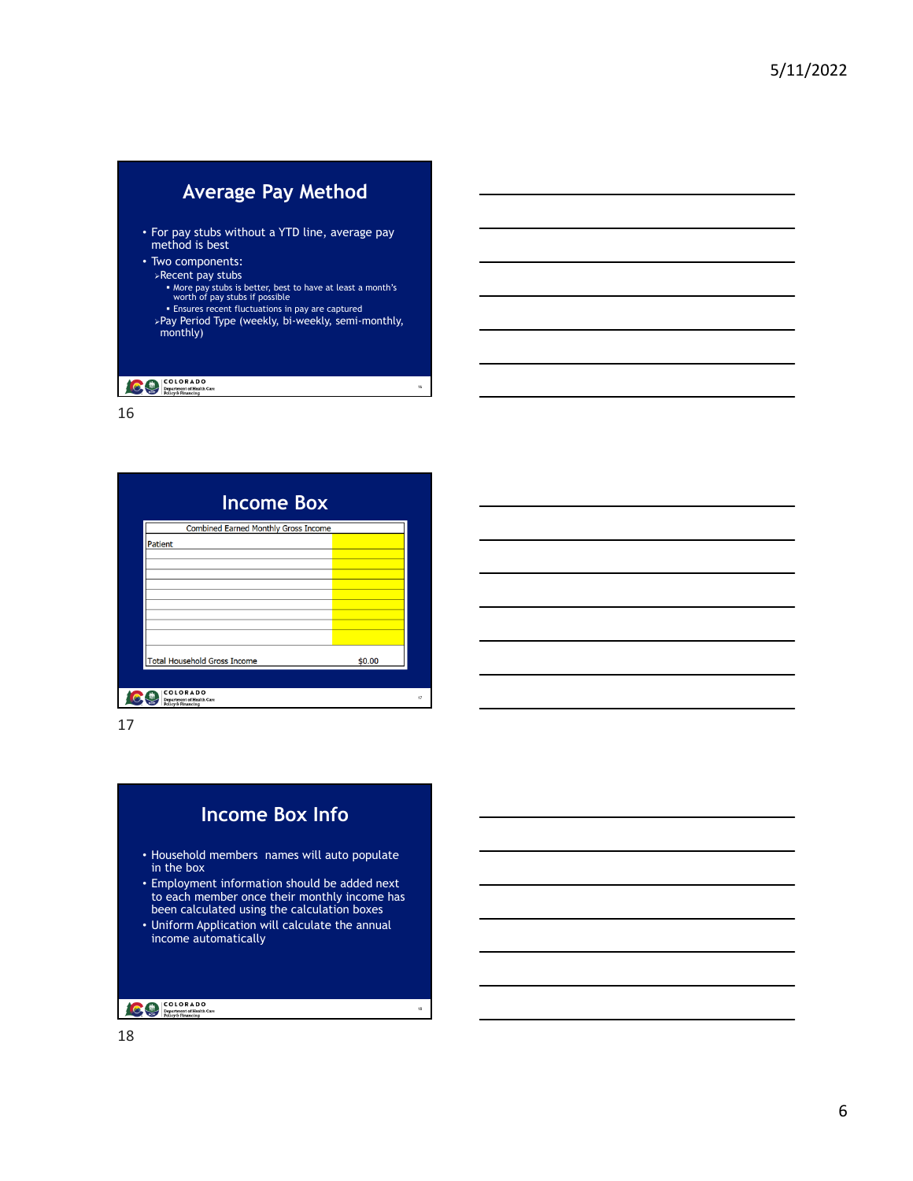## Average Pay Method

- For pay stubs without a YTD line, average pay method is best
- Two components:
  - Recent pay stubs
    - More pay stubs is better, best to have at least a month's worth of pay stubs if possible
    - Ensures recent fluctuations in pay are captured
  - Pay Period Type (weekly, bi-weekly, semi-monthly, monthly)

## Income Box

| Combined Earned Monthly Gross Income | |
|---|---|
| Patient | |
| | |
| | |
| | |
| | |
| | |
| | |
| | |
| | |
| Total Household Gross Income | $0.00 |

## Income Box Info

- Household members names will auto populate in the box
- Employment information should be added next to each member once their monthly income has been calculated using the calculation boxes
- Uniform Application will calculate the annual income automatically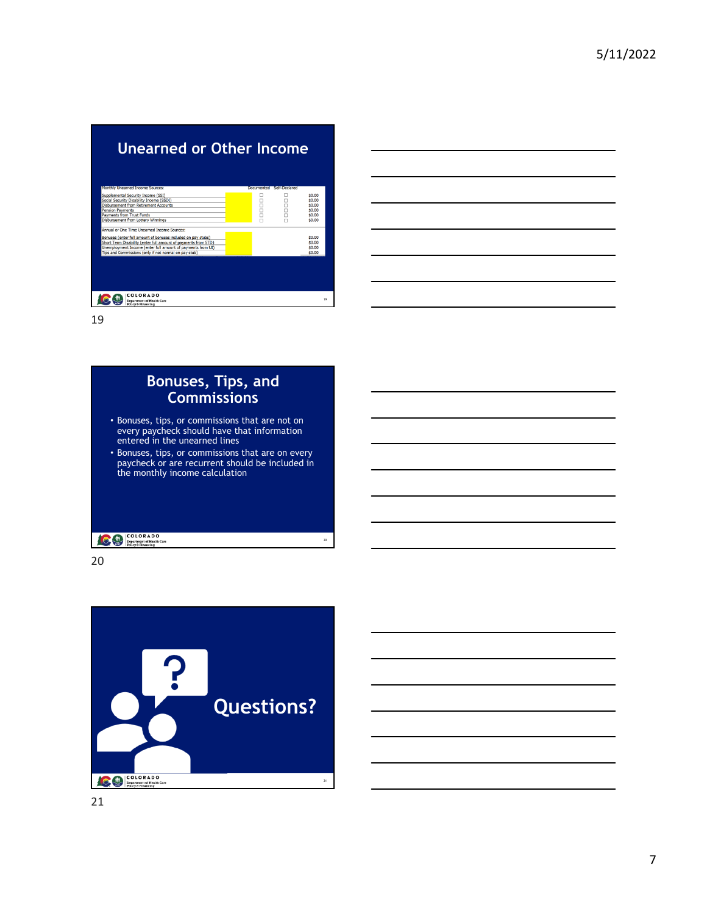## Unearned or Other Income

| Monthly Unearned Income Sources: | | Documented | Self-Declared | |
|---|---|---|---|---|
| Supplemental Security Income (SSI) | | ☐ | ☐ | $0.00 |
| Social Security Disability Income (SSDI) | | ☐ | ☐ | $0.00 |
| Disbursement from Retirement Accounts | | ☐ | ☐ | $0.00 |
| Pension Payments | | ☐ | ☐ | $0.00 |
| Payments from Trust Funds | | ☐ | ☐ | $0.00 |
| Disbursement from Lottery Winnings | | ☐ | ☐ | $0.00 |
| **Annual or One Time Unearned Income Sources:** | | | | |
| Bonuses (enter full amount of bonuses included on pay stubs) | | | | $0.00 |
| Short Term Disability (enter full amount of payments from STD) | | | | $0.00 |
| Unemployment Income (enter full amount of payments from UI) | | | | $0.00 |
| Tips and Commissions (only if not normal on pay stub) | | | | $0.00 |

19

## Bonuses, Tips, and Commissions

- Bonuses, tips, or commissions that are not on every paycheck should have that information entered in the unearned lines
- Bonuses, tips, or commissions that are on every paycheck or are recurrent should be included in the monthly income calculation

20

## Questions?

21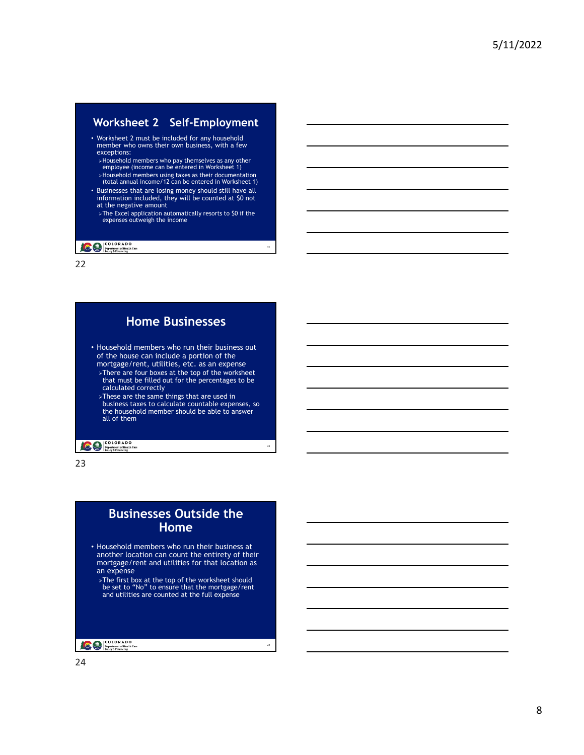## Worksheet 2 Self-Employment

- Worksheet 2 must be included for any household member who owns their own business, with a few exceptions:
  - Household members who pay themselves as any other employee (income can be entered in Worksheet 1)
  - Household members using taxes as their documentation (total annual income/12 can be entered in Worksheet 1)
- Businesses that are losing money should still have all information included, they will be counted at $0 not at the negative amount
  - The Excel application automatically resorts to $0 if the expenses outweigh the income

## Home Businesses

- Household members who run their business out of the house can include a portion of the mortgage/rent, utilities, etc. as an expense
  - There are four boxes at the top of the worksheet that must be filled out for the percentages to be calculated correctly
  - These are the same things that are used in business taxes to calculate countable expenses, so the household member should be able to answer all of them

## Businesses Outside the Home

- Household members who run their business at another location can count the entirety of their mortgage/rent and utilities for that location as an expense
  - The first box at the top of the worksheet should be set to "No" to ensure that the mortgage/rent and utilities are counted at the full expense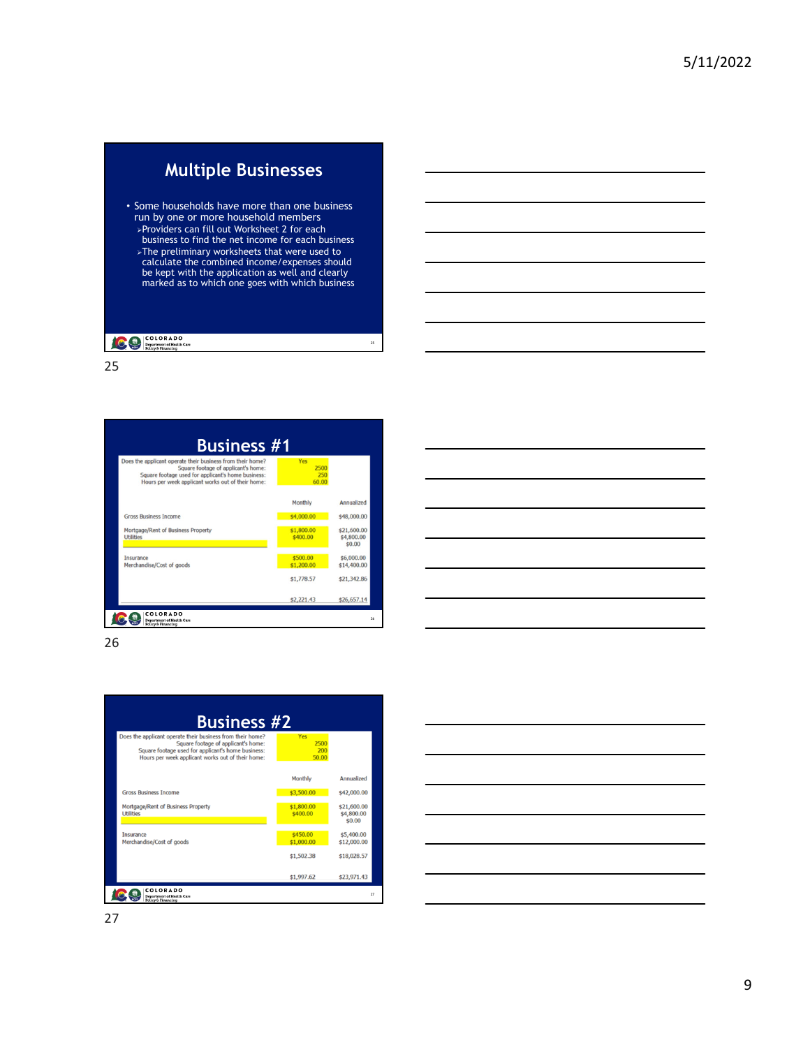## Multiple Businesses

- Some households have more than one business run by one or more household members
  - Providers can fill out Worksheet 2 for each business to find the net income for each business
  - The preliminary worksheets that were used to calculate the combined income/expenses should be kept with the application as well and clearly marked as to which one goes with which business

25

## Business #1

| | | |
|---|---|---|
| Does the applicant operate their business from their home? | Yes | |
| Square footage of applicant's home: | 2500 | |
| Square footage used for applicant's home business: | 250 | |
| Hours per week applicant works out of their home: | 60.00 | |
| | Monthly | Annualized |
| Gross Business Income | $4,000.00 | $48,000.00 |
| Mortgage/Rent of Business Property | $1,800.00 | $21,600.00 |
| Utilities | $400.00 | $4,800.00 |
| | | $0.00 |
| Insurance | $500.00 | $6,000.00 |
| Merchandise/Cost of goods | $1,200.00 | $14,400.00 |
| | $1,778.57 | $21,342.86 |
| | $2,221.43 | $26,657.14 |

26

## Business #2

| | | |
|---|---|---|
| Does the applicant operate their business from their home? | Yes | |
| Square footage of applicant's home: | 2500 | |
| Square footage used for applicant's home business: | 200 | |
| Hours per week applicant works out of their home: | 50.00 | |
| | Monthly | Annualized |
| Gross Business Income | $3,500.00 | $42,000.00 |
| Mortgage/Rent of Business Property | $1,800.00 | $21,600.00 |
| Utilities | $400.00 | $4,800.00 |
| | | $0.00 |
| Insurance | $450.00 | $5,400.00 |
| Merchandise/Cost of goods | $1,000.00 | $12,000.00 |
| | $1,502.38 | $18,028.57 |
| | $1,997.62 | $23,971.43 |

27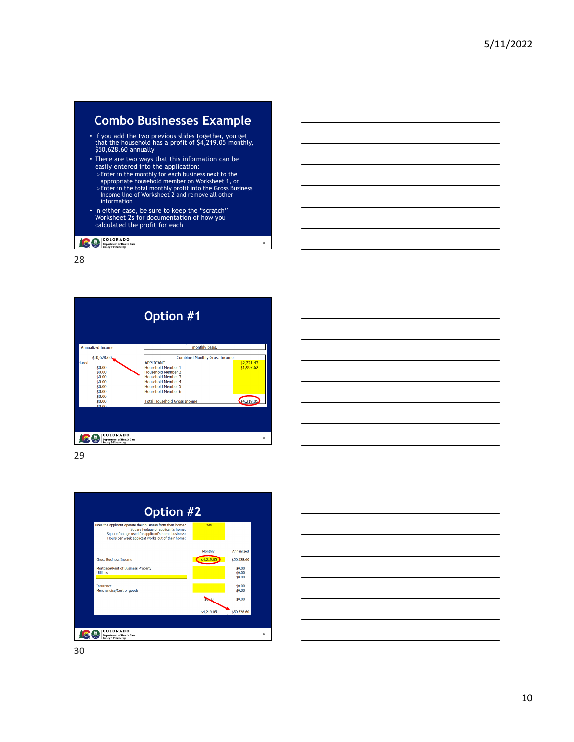## Combo Businesses Example

- If you add the two previous slides together, you get that the household has a profit of $4,219.05 monthly, $50,628.60 annually
- There are two ways that this information can be easily entered into the application:
  - Enter in the monthly for each business next to the appropriate household member on Worksheet 1, or
  - Enter in the total monthly profit into the Gross Business Income line of Worksheet 2 and remove all other information
- In either case, be sure to keep the "scratch" Worksheet 2s for documentation of how you calculated the profit for each

## Option #1

| Annualized Income |
|---|
| $50,628.60 |
| $0.00 |
| $0.00 |
| $0.00 |
| $0.00 |
| $0.00 |
| $0.00 |
| $0.00 |
| $0.00 |

monthly basis.

| Combined Monthly Gross Income | |
|---|---|
| APPLICANT | $2,221.43 |
| Household Member 1 | $1,997.62 |
| Household Member 2 | |
| Household Member 3 | |
| Household Member 4 | |
| Household Member 5 | |
| Household Member 6 | |
| Total Household Gross Income | $4,219.05 |

## Option #2

Does the applicant operate their business from their home? Yes
Square footage of applicant's home:
Square footage used for applicant's home business:
Hours per week applicant works out of their home:

| | Monthly | Annualized |
|---|---|---|
| Gross Business Income | $4,219.05 | $50,628.60 |
| Mortgage/Rent of Business Property | | $0.00 |
| | | $0.00 |
| Utilities | | $0.00 |
| Insurance | | $0.00 |
| Merchandise/Cost of goods | | $0.00 |
| | $0.00 | $0.00 |
| | $4,219.05 | $50,628.60 |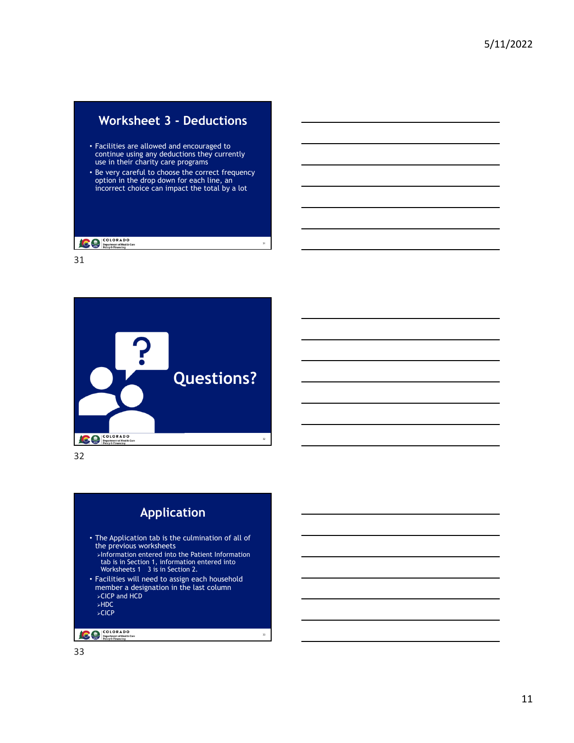## Worksheet 3 - Deductions

- Facilities are allowed and encouraged to continue using any deductions they currently use in their charity care programs
- Be very careful to choose the correct frequency option in the drop down for each line, an incorrect choice can impact the total by a lot

## Questions?

## Application

- The Application tab is the culmination of all of the previous worksheets
  - Information entered into the Patient Information tab is in Section 1, information entered into Worksheets 1 3 is in Section 2.
- Facilities will need to assign each household member a designation in the last column
  - CICP and HCD
  - HDC
  - CICP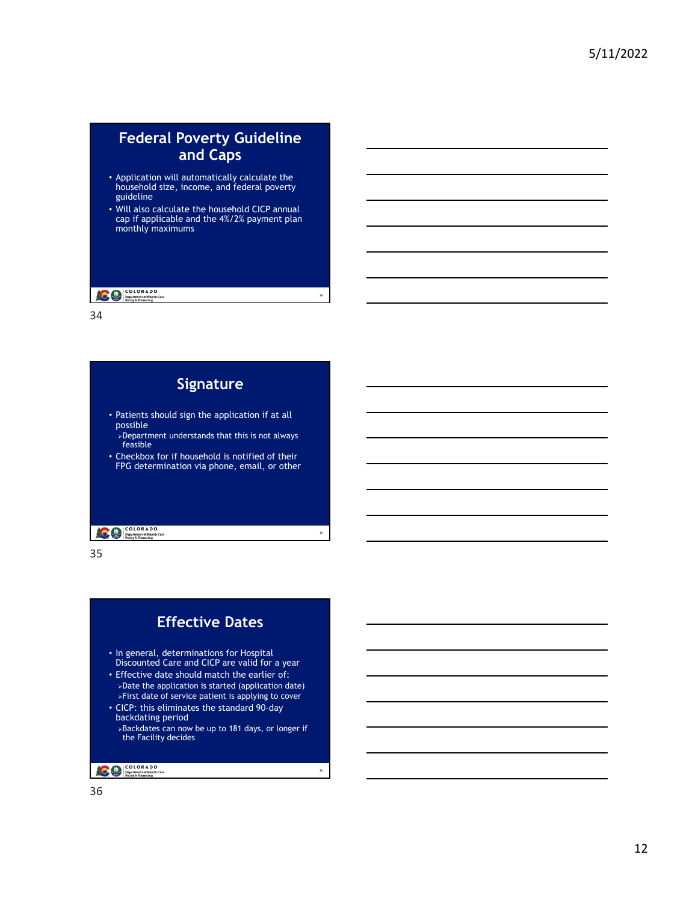## Federal Poverty Guideline and Caps

- Application will automatically calculate the household size, income, and federal poverty guideline
- Will also calculate the household CICP annual cap if applicable and the 4%/2% payment plan monthly maximums

## Signature

- Patients should sign the application if at all possible
  - Department understands that this is not always feasible
- Checkbox for if household is notified of their FPG determination via phone, email, or other

## Effective Dates

- In general, determinations for Hospital Discounted Care and CICP are valid for a year
- Effective date should match the earlier of:
  - Date the application is started (application date)
  - First date of service patient is applying to cover
- CICP: this eliminates the standard 90-day backdating period
  - Backdates can now be up to 181 days, or longer if the Facility decides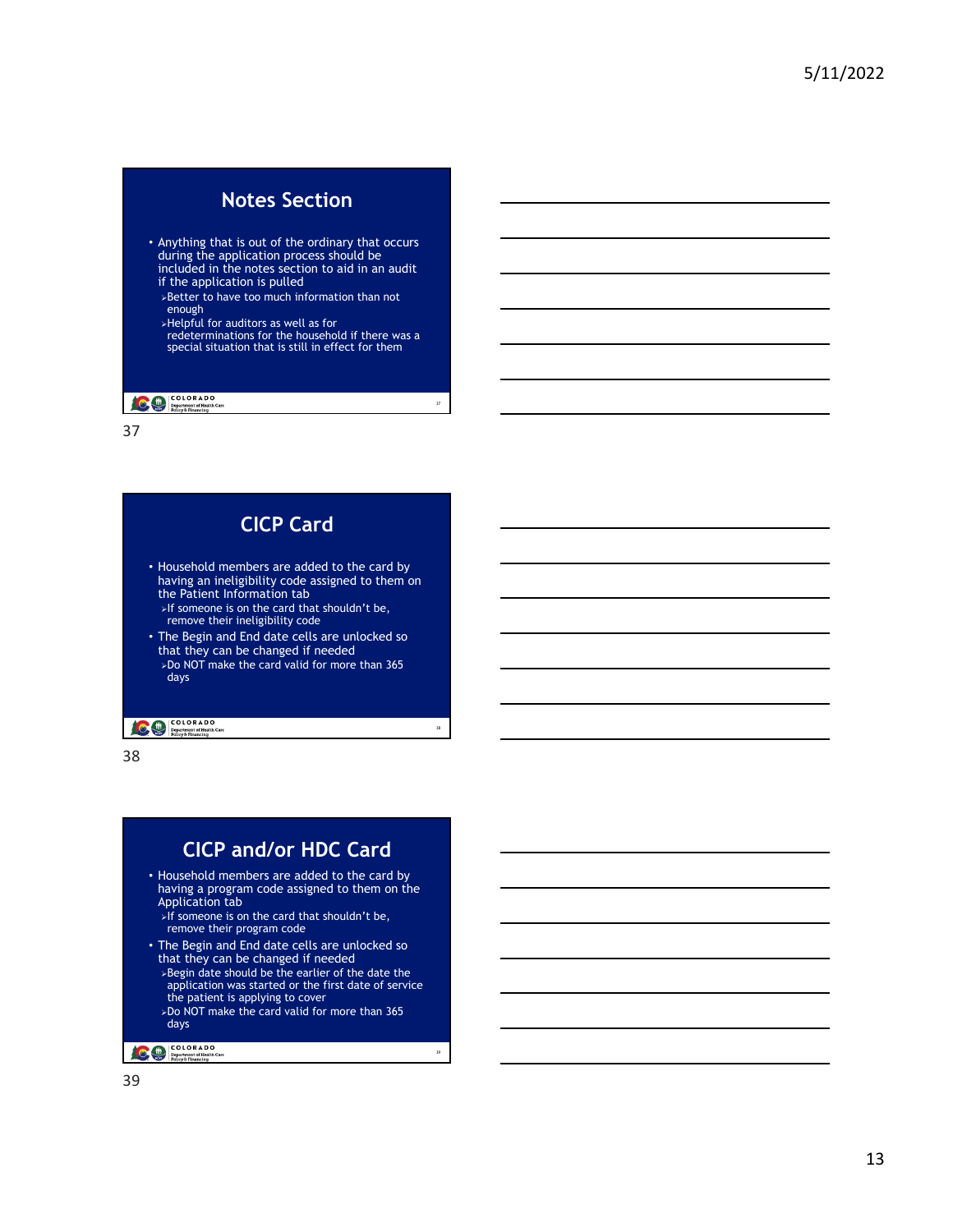## Notes Section

- Anything that is out of the ordinary that occurs during the application process should be included in the notes section to aid in an audit if the application is pulled
  - Better to have too much information than not enough
  - Helpful for auditors as well as for redeterminations for the household if there was a special situation that is still in effect for them

## CICP Card

- Household members are added to the card by having an ineligibility code assigned to them on the Patient Information tab
  - If someone is on the card that shouldn't be, remove their ineligibility code
- The Begin and End date cells are unlocked so that they can be changed if needed
  - Do NOT make the card valid for more than 365 days

## CICP and/or HDC Card

- Household members are added to the card by having a program code assigned to them on the Application tab
  - If someone is on the card that shouldn't be, remove their program code
- The Begin and End date cells are unlocked so that they can be changed if needed
  - Begin date should be the earlier of the date the application was started or the first date of service the patient is applying to cover
  - Do NOT make the card valid for more than 365 days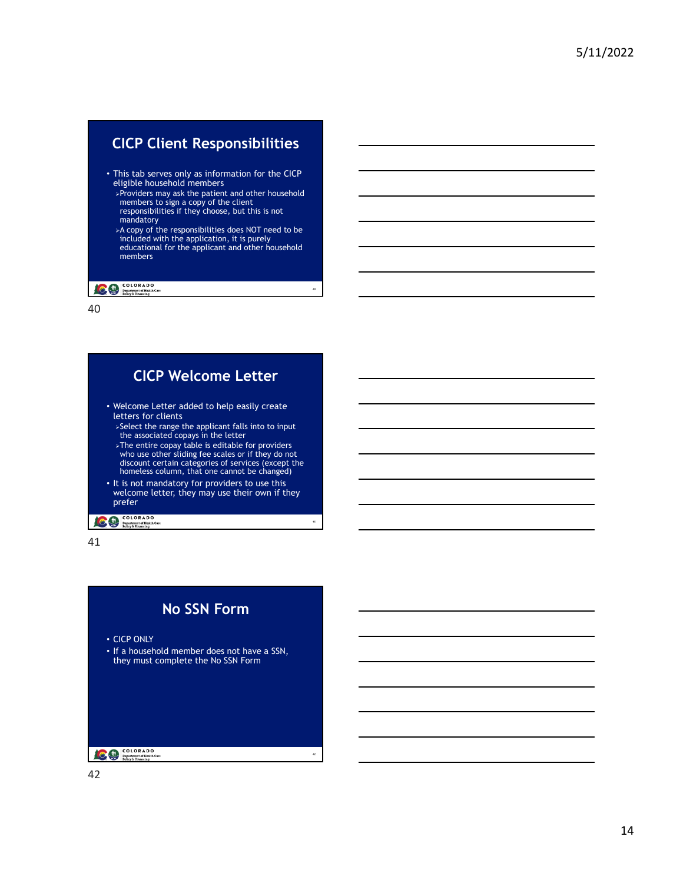## CICP Client Responsibilities

- This tab serves only as information for the CICP eligible household members
  - Providers may ask the patient and other household members to sign a copy of the client responsibilities if they choose, but this is not mandatory
  - A copy of the responsibilities does NOT need to be included with the application, it is purely educational for the applicant and other household members

## CICP Welcome Letter

- Welcome Letter added to help easily create letters for clients
  - Select the range the applicant falls into to input the associated copays in the letter
  - The entire copay table is editable for providers who use other sliding fee scales or if they do not discount certain categories of services (except the homeless column, that one cannot be changed)
- It is not mandatory for providers to use this welcome letter, they may use their own if they prefer

## No SSN Form

- CICP ONLY
- If a household member does not have a SSN, they must complete the No SSN Form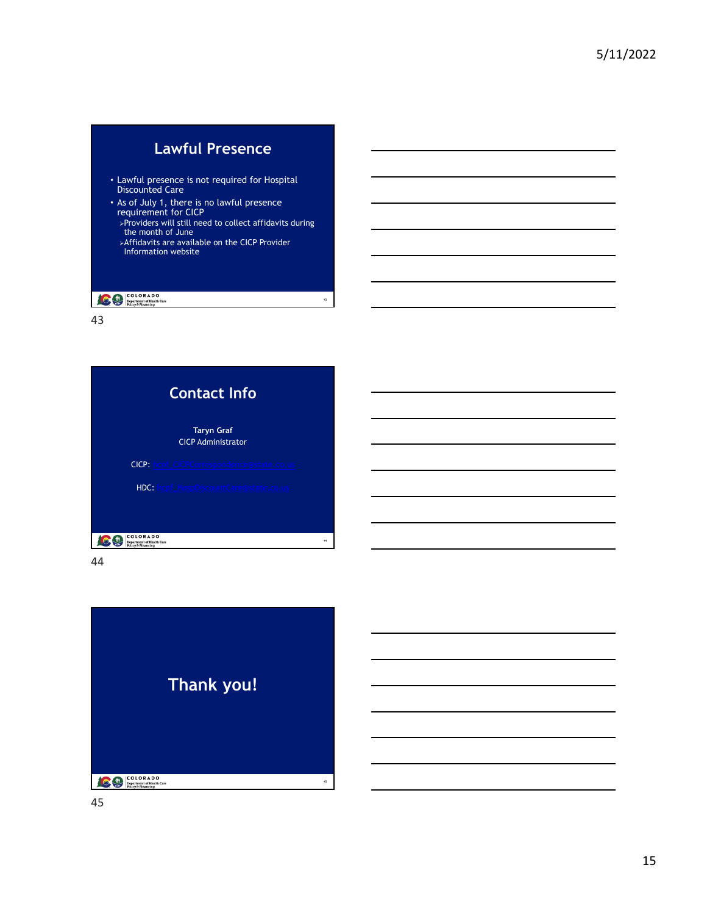## Lawful Presence

- Lawful presence is not required for Hospital Discounted Care
- As of July 1, there is no lawful presence requirement for CICP
  - Providers will still need to collect affidavits during the month of June
  - Affidavits are available on the CICP Provider Information website

## Contact Info

**Taryn Graf**
CICP Administrator

CICP: hcpf_CICPcorrespondence@state.co.us

HDC: hcpf_HospDiscountCare@state.co.us

## Thank you!